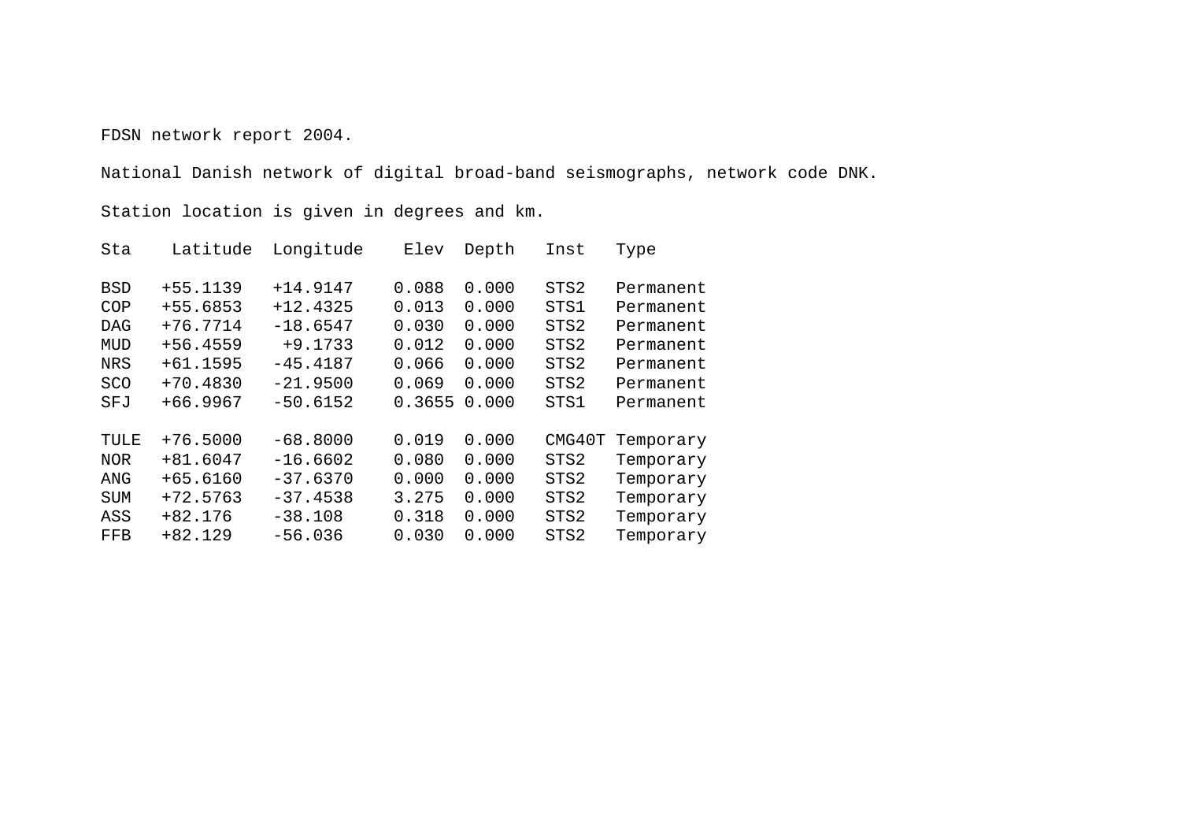FDSN network report 2004.

National Danish network of digital broad-band seismographs, network code DNK.

Station location is given in degrees and km.

| Sta | Latitude | Longitude | Elev | Depth | Inst | Type |
|---|---|---|---|---|---|---|
| BSD | +55.1139 | +14.9147 | 0.088 | 0.000 | STS2 | Permanent |
| COP | +55.6853 | +12.4325 | 0.013 | 0.000 | STS1 | Permanent |
| DAG | +76.7714 | -18.6547 | 0.030 | 0.000 | STS2 | Permanent |
| MUD | +56.4559 | +9.1733 | 0.012 | 0.000 | STS2 | Permanent |
| NRS | +61.1595 | -45.4187 | 0.066 | 0.000 | STS2 | Permanent |
| SCO | +70.4830 | -21.9500 | 0.069 | 0.000 | STS2 | Permanent |
| SFJ | +66.9967 | -50.6152 | 0.3655 | 0.000 | STS1 | Permanent |
| TULE | +76.5000 | -68.8000 | 0.019 | 0.000 | CMG40T | Temporary |
| NOR | +81.6047 | -16.6602 | 0.080 | 0.000 | STS2 | Temporary |
| ANG | +65.6160 | -37.6370 | 0.000 | 0.000 | STS2 | Temporary |
| SUM | +72.5763 | -37.4538 | 3.275 | 0.000 | STS2 | Temporary |
| ASS | +82.176 | -38.108 | 0.318 | 0.000 | STS2 | Temporary |
| FFB | +82.129 | -56.036 | 0.030 | 0.000 | STS2 | Temporary |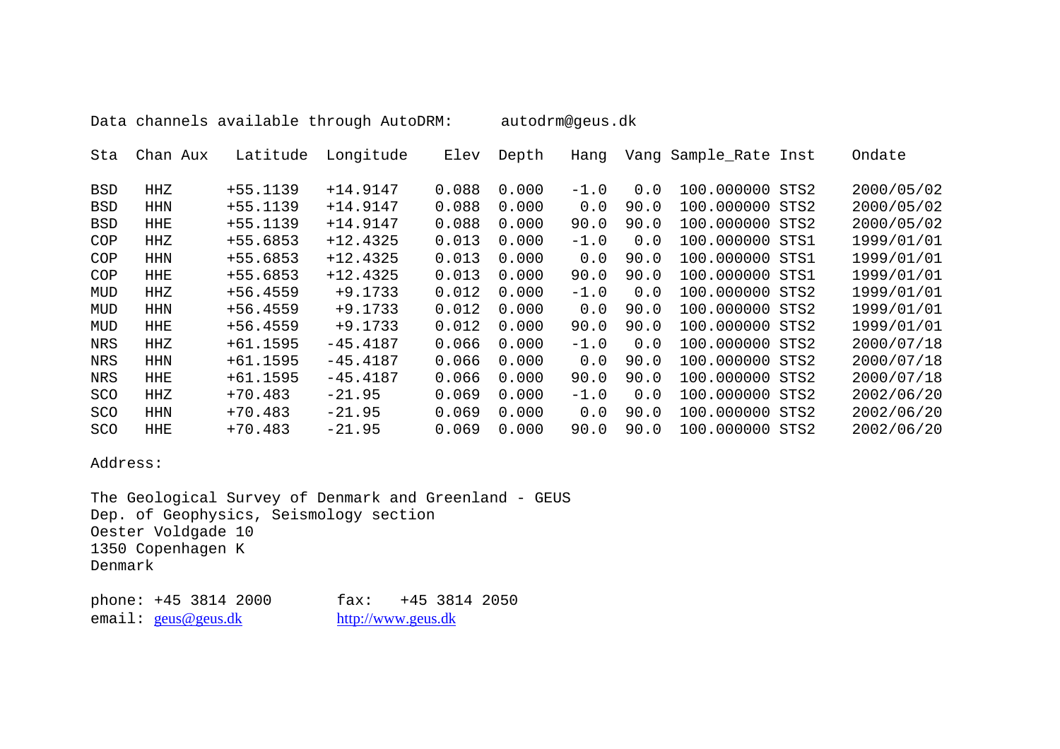Data channels available through AutoDRM: autodrm@geus.dk

| Sta | Chan | Aux | Latitude | Longitude | Elev | Depth | Hang | Vang | Sample_Rate | Inst | Ondate |
|---|---|---|---|---|---|---|---|---|---|---|---|
| BSD | HHZ | | +55.1139 | +14.9147 | 0.088 | 0.000 | -1.0 | 0.0 | 100.000000 | STS2 | 2000/05/02 |
| BSD | HHN | | +55.1139 | +14.9147 | 0.088 | 0.000 | 0.0 | 90.0 | 100.000000 | STS2 | 2000/05/02 |
| BSD | HHE | | +55.1139 | +14.9147 | 0.088 | 0.000 | 90.0 | 90.0 | 100.000000 | STS2 | 2000/05/02 |
| COP | HHZ | | +55.6853 | +12.4325 | 0.013 | 0.000 | -1.0 | 0.0 | 100.000000 | STS1 | 1999/01/01 |
| COP | HHN | | +55.6853 | +12.4325 | 0.013 | 0.000 | 0.0 | 90.0 | 100.000000 | STS1 | 1999/01/01 |
| COP | HHE | | +55.6853 | +12.4325 | 0.013 | 0.000 | 90.0 | 90.0 | 100.000000 | STS1 | 1999/01/01 |
| MUD | HHZ | | +56.4559 | +9.1733 | 0.012 | 0.000 | -1.0 | 0.0 | 100.000000 | STS2 | 1999/01/01 |
| MUD | HHN | | +56.4559 | +9.1733 | 0.012 | 0.000 | 0.0 | 90.0 | 100.000000 | STS2 | 1999/01/01 |
| MUD | HHE | | +56.4559 | +9.1733 | 0.012 | 0.000 | 90.0 | 90.0 | 100.000000 | STS2 | 1999/01/01 |
| NRS | HHZ | | +61.1595 | -45.4187 | 0.066 | 0.000 | -1.0 | 0.0 | 100.000000 | STS2 | 2000/07/18 |
| NRS | HHN | | +61.1595 | -45.4187 | 0.066 | 0.000 | 0.0 | 90.0 | 100.000000 | STS2 | 2000/07/18 |
| NRS | HHE | | +61.1595 | -45.4187 | 0.066 | 0.000 | 90.0 | 90.0 | 100.000000 | STS2 | 2000/07/18 |
| SCO | HHZ | | +70.483 | -21.95 | 0.069 | 0.000 | -1.0 | 0.0 | 100.000000 | STS2 | 2002/06/20 |
| SCO | HHN | | +70.483 | -21.95 | 0.069 | 0.000 | 0.0 | 90.0 | 100.000000 | STS2 | 2002/06/20 |
| SCO | HHE | | +70.483 | -21.95 | 0.069 | 0.000 | 90.0 | 90.0 | 100.000000 | STS2 | 2002/06/20 |

Address:

The Geological Survey of Denmark and Greenland - GEUS
Dep. of Geophysics, Seismology section
Oester Voldgade 10
1350 Copenhagen K
Denmark

phone: +45 3814 2000 fax: +45 3814 2050
email: geus@geus.dk http://www.geus.dk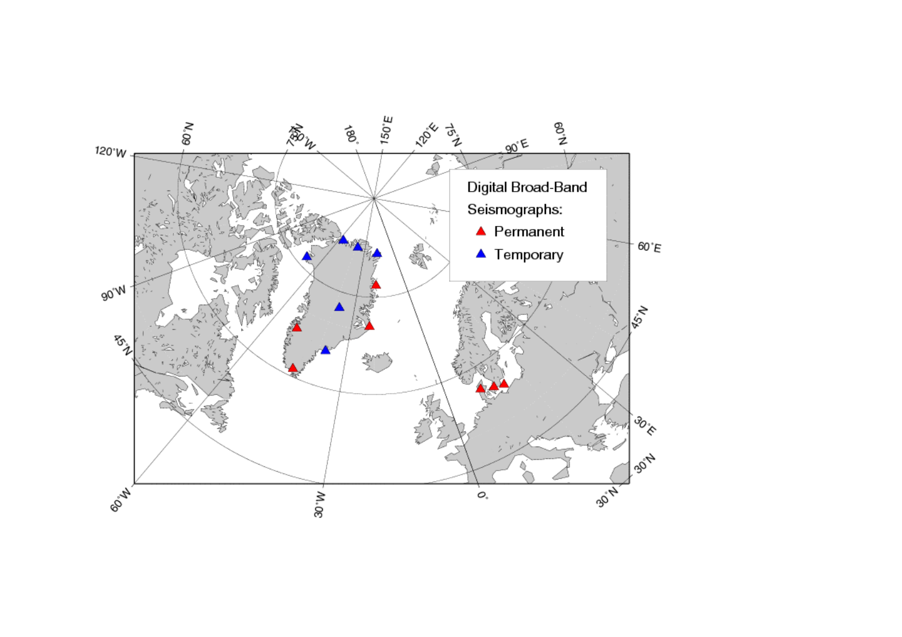120°W

60°N

75°N

60°W

180°

150°E

120°E

75°N

90°E

60°N

Digital Broad-Band

Seismographs:

Permanent

Temporary

60°E

90°W

45°N

45°N

30°E

30°N

30°N

0°

30°W

60°W